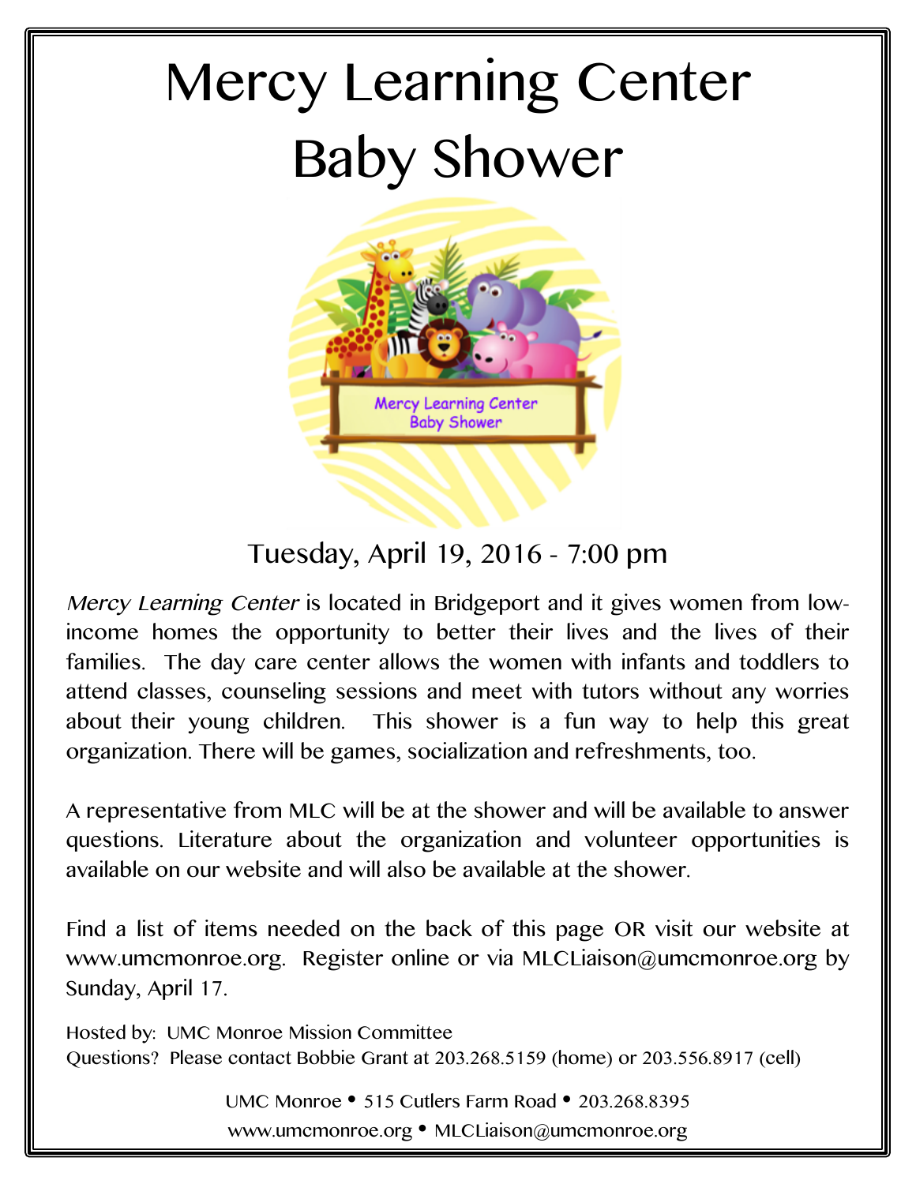# Mercy Learning Center Baby Shower

Tuesday, April 19, 2016 - 7:00 pm

*Mercy Learning Center* is located in Bridgeport and it gives women from low-income homes the opportunity to better their lives and the lives of their families. The day care center allows the women with infants and toddlers to attend classes, counseling sessions and meet with tutors without any worries about their young children. This shower is a fun way to help this great organization. There will be games, socialization and refreshments, too.

A representative from MLC will be at the shower and will be available to answer questions. Literature about the organization and volunteer opportunities is available on our website and will also be available at the shower.

Find a list of items needed on the back of this page OR visit our website at www.umcmonroe.org. Register online or via MLCLiaison@umcmonroe.org by Sunday, April 17.

Hosted by: UMC Monroe Mission Committee
Questions? Please contact Bobbie Grant at 203.268.5159 (home) or 203.556.8917 (cell)

UMC Monroe • 515 Cutlers Farm Road • 203.268.8395
www.umcmonroe.org • MLCLiaison@umcmonroe.org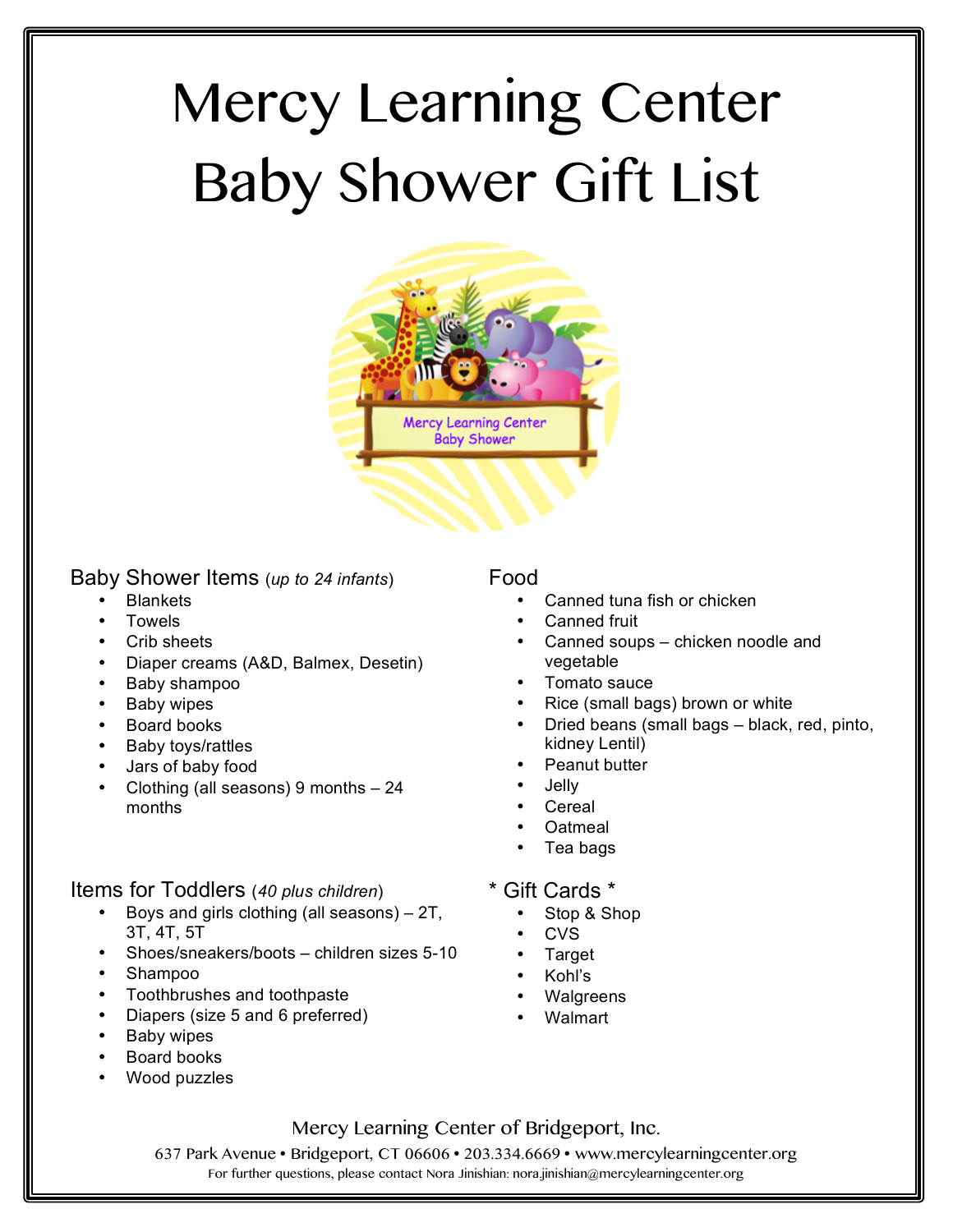# Mercy Learning Center
# Baby Shower Gift List

## Baby Shower Items (*up to 24 infants*)

- Blankets
- Towels
- Crib sheets
- Diaper creams (A&D, Balmex, Desetin)
- Baby shampoo
- Baby wipes
- Board books
- Baby toys/rattles
- Jars of baby food
- Clothing (all seasons) 9 months – 24 months

## Items for Toddlers (*40 plus children*)

- Boys and girls clothing (all seasons) – 2T, 3T, 4T, 5T
- Shoes/sneakers/boots – children sizes 5-10
- Shampoo
- Toothbrushes and toothpaste
- Diapers (size 5 and 6 preferred)
- Baby wipes
- Board books
- Wood puzzles

## Food

- Canned tuna fish or chicken
- Canned fruit
- Canned soups – chicken noodle and vegetable
- Tomato sauce
- Rice (small bags) brown or white
- Dried beans (small bags – black, red, pinto, kidney Lentil)
- Peanut butter
- Jelly
- Cereal
- Oatmeal
- Tea bags

## * Gift Cards *

- Stop & Shop
- CVS
- Target
- Kohl's
- Walgreens
- Walmart

Mercy Learning Center of Bridgeport, Inc.

637 Park Avenue • Bridgeport, CT 06606 • 203.334.6669 • www.mercylearningcenter.org

For further questions, please contact Nora Jinishian: nora.jinishian@mercylearningcenter.org